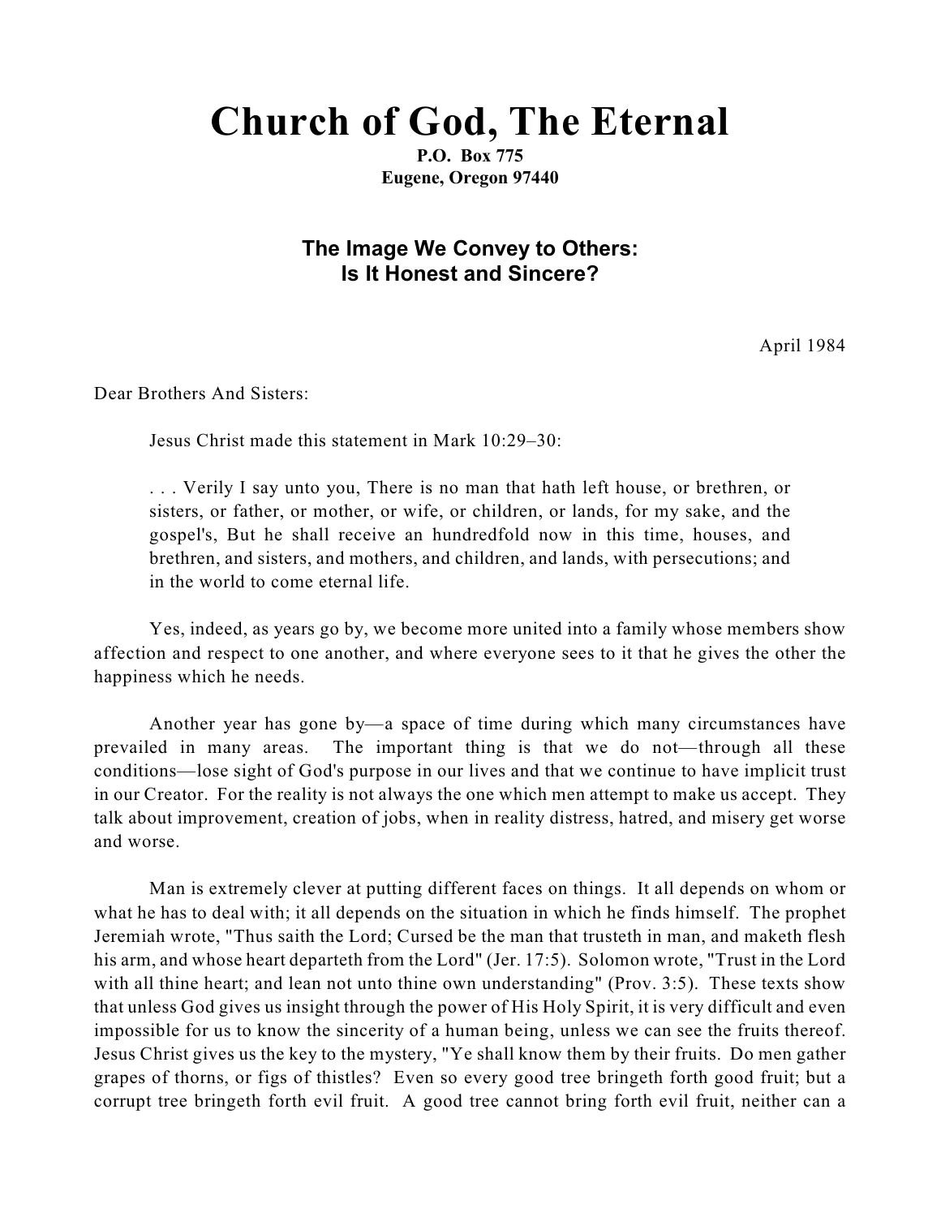# Church of God, The Eternal

**P.O. Box 775**
**Eugene, Oregon 97440**

## The Image We Convey to Others: Is It Honest and Sincere?

April 1984

Dear Brothers And Sisters:

Jesus Christ made this statement in Mark 10:29–30:

> . . . Verily I say unto you, There is no man that hath left house, or brethren, or sisters, or father, or mother, or wife, or children, or lands, for my sake, and the gospel's, But he shall receive an hundredfold now in this time, houses, and brethren, and sisters, and mothers, and children, and lands, with persecutions; and in the world to come eternal life.

Yes, indeed, as years go by, we become more united into a family whose members show affection and respect to one another, and where everyone sees to it that he gives the other the happiness which he needs.

Another year has gone by—a space of time during which many circumstances have prevailed in many areas. The important thing is that we do not—through all these conditions—lose sight of God's purpose in our lives and that we continue to have implicit trust in our Creator. For the reality is not always the one which men attempt to make us accept. They talk about improvement, creation of jobs, when in reality distress, hatred, and misery get worse and worse.

Man is extremely clever at putting different faces on things. It all depends on whom or what he has to deal with; it all depends on the situation in which he finds himself. The prophet Jeremiah wrote, "Thus saith the Lord; Cursed be the man that trusteth in man, and maketh flesh his arm, and whose heart departeth from the Lord" (Jer. 17:5). Solomon wrote, "Trust in the Lord with all thine heart; and lean not unto thine own understanding" (Prov. 3:5). These texts show that unless God gives us insight through the power of His Holy Spirit, it is very difficult and even impossible for us to know the sincerity of a human being, unless we can see the fruits thereof. Jesus Christ gives us the key to the mystery, "Ye shall know them by their fruits. Do men gather grapes of thorns, or figs of thistles? Even so every good tree bringeth forth good fruit; but a corrupt tree bringeth forth evil fruit. A good tree cannot bring forth evil fruit, neither can a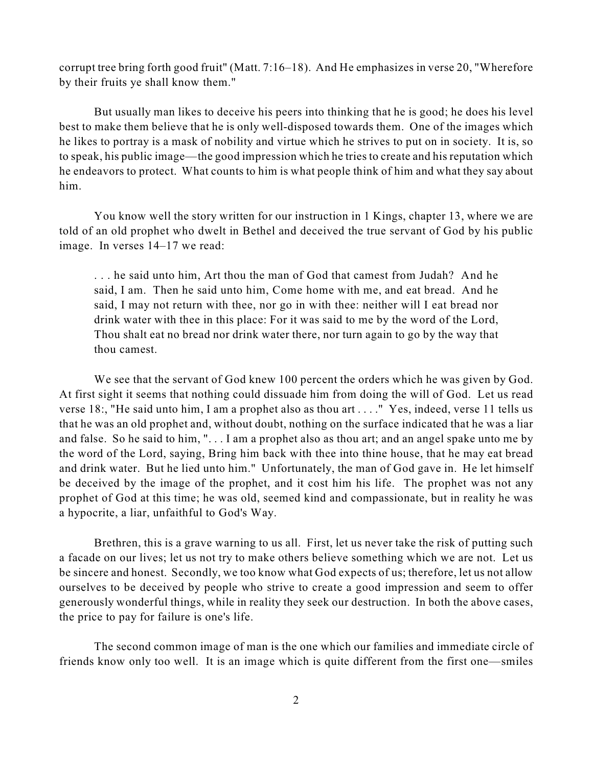corrupt tree bring forth good fruit" (Matt. 7:16–18). And He emphasizes in verse 20, "Wherefore by their fruits ye shall know them."

But usually man likes to deceive his peers into thinking that he is good; he does his level best to make them believe that he is only well-disposed towards them. One of the images which he likes to portray is a mask of nobility and virtue which he strives to put on in society. It is, so to speak, his public image—the good impression which he tries to create and his reputation which he endeavors to protect. What counts to him is what people think of him and what they say about him.

You know well the story written for our instruction in 1 Kings, chapter 13, where we are told of an old prophet who dwelt in Bethel and deceived the true servant of God by his public image. In verses 14–17 we read:

> . . . he said unto him, Art thou the man of God that camest from Judah? And he said, I am. Then he said unto him, Come home with me, and eat bread. And he said, I may not return with thee, nor go in with thee: neither will I eat bread nor drink water with thee in this place: For it was said to me by the word of the Lord, Thou shalt eat no bread nor drink water there, nor turn again to go by the way that thou camest.

We see that the servant of God knew 100 percent the orders which he was given by God. At first sight it seems that nothing could dissuade him from doing the will of God. Let us read verse 18:, "He said unto him, I am a prophet also as thou art . . . ." Yes, indeed, verse 11 tells us that he was an old prophet and, without doubt, nothing on the surface indicated that he was a liar and false. So he said to him, ". . . I am a prophet also as thou art; and an angel spake unto me by the word of the Lord, saying, Bring him back with thee into thine house, that he may eat bread and drink water. But he lied unto him." Unfortunately, the man of God gave in. He let himself be deceived by the image of the prophet, and it cost him his life. The prophet was not any prophet of God at this time; he was old, seemed kind and compassionate, but in reality he was a hypocrite, a liar, unfaithful to God's Way.

Brethren, this is a grave warning to us all. First, let us never take the risk of putting such a facade on our lives; let us not try to make others believe something which we are not. Let us be sincere and honest. Secondly, we too know what God expects of us; therefore, let us not allow ourselves to be deceived by people who strive to create a good impression and seem to offer generously wonderful things, while in reality they seek our destruction. In both the above cases, the price to pay for failure is one's life.

The second common image of man is the one which our families and immediate circle of friends know only too well. It is an image which is quite different from the first one—smiles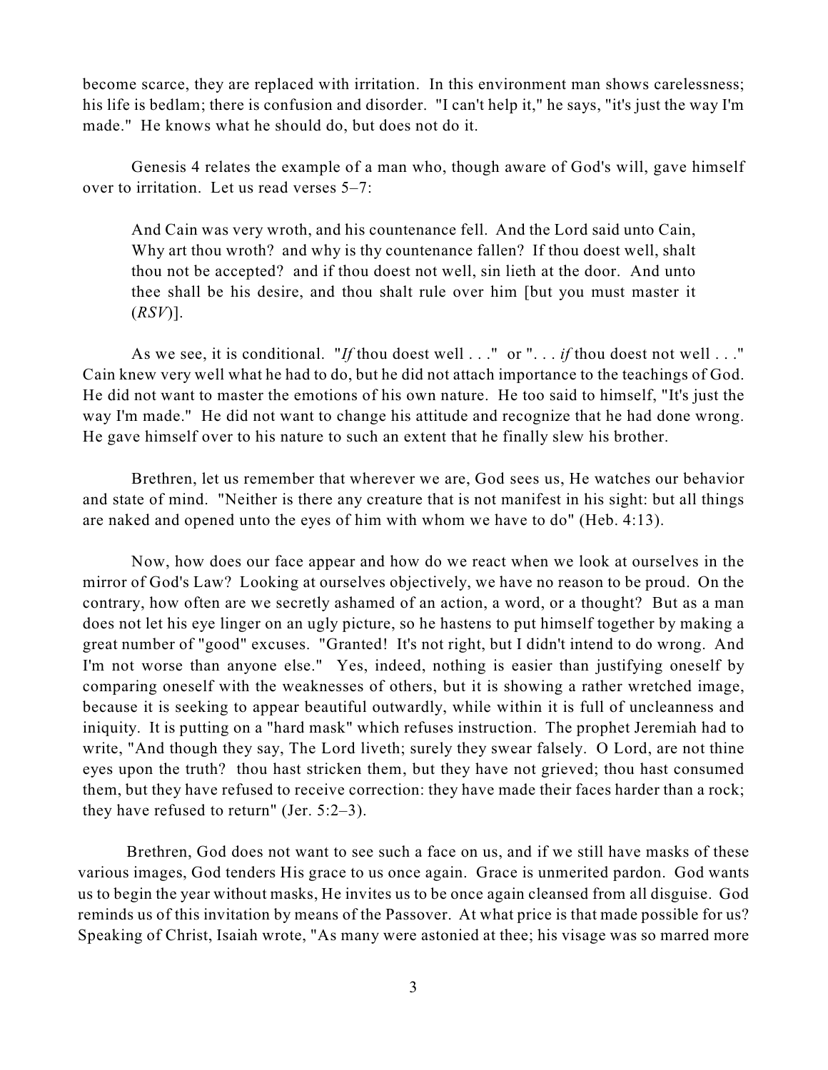become scarce, they are replaced with irritation. In this environment man shows carelessness; his life is bedlam; there is confusion and disorder. "I can't help it," he says, "it's just the way I'm made." He knows what he should do, but does not do it.

Genesis 4 relates the example of a man who, though aware of God's will, gave himself over to irritation. Let us read verses 5–7:

> And Cain was very wroth, and his countenance fell. And the Lord said unto Cain, Why art thou wroth? and why is thy countenance fallen? If thou doest well, shalt thou not be accepted? and if thou doest not well, sin lieth at the door. And unto thee shall be his desire, and thou shalt rule over him [but you must master it (*RSV*)].

As we see, it is conditional. "*If* thou doest well . . ." or ". . . *if* thou doest not well . . ." Cain knew very well what he had to do, but he did not attach importance to the teachings of God. He did not want to master the emotions of his own nature. He too said to himself, "It's just the way I'm made." He did not want to change his attitude and recognize that he had done wrong. He gave himself over to his nature to such an extent that he finally slew his brother.

Brethren, let us remember that wherever we are, God sees us, He watches our behavior and state of mind. "Neither is there any creature that is not manifest in his sight: but all things are naked and opened unto the eyes of him with whom we have to do" (Heb. 4:13).

Now, how does our face appear and how do we react when we look at ourselves in the mirror of God's Law? Looking at ourselves objectively, we have no reason to be proud. On the contrary, how often are we secretly ashamed of an action, a word, or a thought? But as a man does not let his eye linger on an ugly picture, so he hastens to put himself together by making a great number of "good" excuses. "Granted! It's not right, but I didn't intend to do wrong. And I'm not worse than anyone else." Yes, indeed, nothing is easier than justifying oneself by comparing oneself with the weaknesses of others, but it is showing a rather wretched image, because it is seeking to appear beautiful outwardly, while within it is full of uncleanness and iniquity. It is putting on a "hard mask" which refuses instruction. The prophet Jeremiah had to write, "And though they say, The Lord liveth; surely they swear falsely. O Lord, are not thine eyes upon the truth? thou hast stricken them, but they have not grieved; thou hast consumed them, but they have refused to receive correction: they have made their faces harder than a rock; they have refused to return" (Jer. 5:2–3).

Brethren, God does not want to see such a face on us, and if we still have masks of these various images, God tenders His grace to us once again. Grace is unmerited pardon. God wants us to begin the year without masks, He invites us to be once again cleansed from all disguise. God reminds us of this invitation by means of the Passover. At what price is that made possible for us? Speaking of Christ, Isaiah wrote, "As many were astonied at thee; his visage was so marred more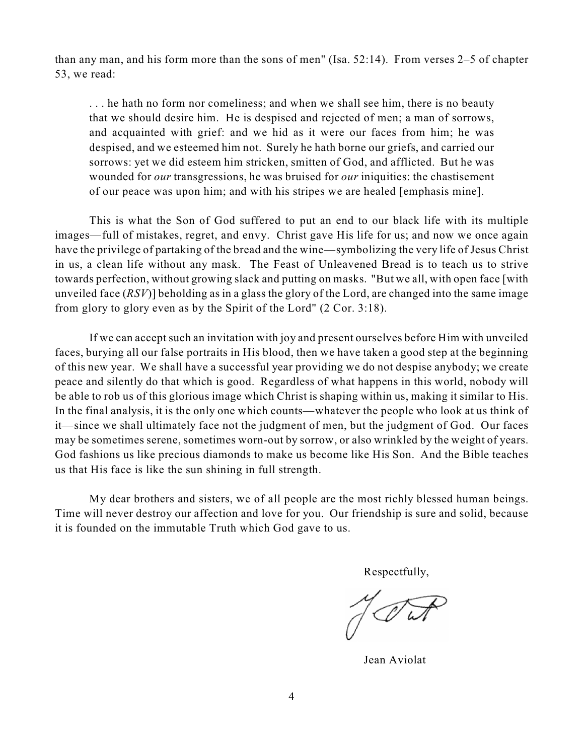than any man, and his form more than the sons of men" (Isa. 52:14). From verses 2–5 of chapter 53, we read:

> . . . he hath no form nor comeliness; and when we shall see him, there is no beauty that we should desire him. He is despised and rejected of men; a man of sorrows, and acquainted with grief: and we hid as it were our faces from him; he was despised, and we esteemed him not. Surely he hath borne our griefs, and carried our sorrows: yet we did esteem him stricken, smitten of God, and afflicted. But he was wounded for *our* transgressions, he was bruised for *our* iniquities: the chastisement of our peace was upon him; and with his stripes we are healed [emphasis mine].

This is what the Son of God suffered to put an end to our black life with its multiple images—full of mistakes, regret, and envy. Christ gave His life for us; and now we once again have the privilege of partaking of the bread and the wine—symbolizing the very life of Jesus Christ in us, a clean life without any mask. The Feast of Unleavened Bread is to teach us to strive towards perfection, without growing slack and putting on masks. "But we all, with open face [with unveiled face (*RSV*)] beholding as in a glass the glory of the Lord, are changed into the same image from glory to glory even as by the Spirit of the Lord" (2 Cor. 3:18).

If we can accept such an invitation with joy and present ourselves before Him with unveiled faces, burying all our false portraits in His blood, then we have taken a good step at the beginning of this new year. We shall have a successful year providing we do not despise anybody; we create peace and silently do that which is good. Regardless of what happens in this world, nobody will be able to rob us of this glorious image which Christ is shaping within us, making it similar to His. In the final analysis, it is the only one which counts—whatever the people who look at us think of it—since we shall ultimately face not the judgment of men, but the judgment of God. Our faces may be sometimes serene, sometimes worn-out by sorrow, or also wrinkled by the weight of years. God fashions us like precious diamonds to make us become like His Son. And the Bible teaches us that His face is like the sun shining in full strength.

My dear brothers and sisters, we of all people are the most richly blessed human beings. Time will never destroy our affection and love for you. Our friendship is sure and solid, because it is founded on the immutable Truth which God gave to us.

Respectfully,

Jean Aviolat